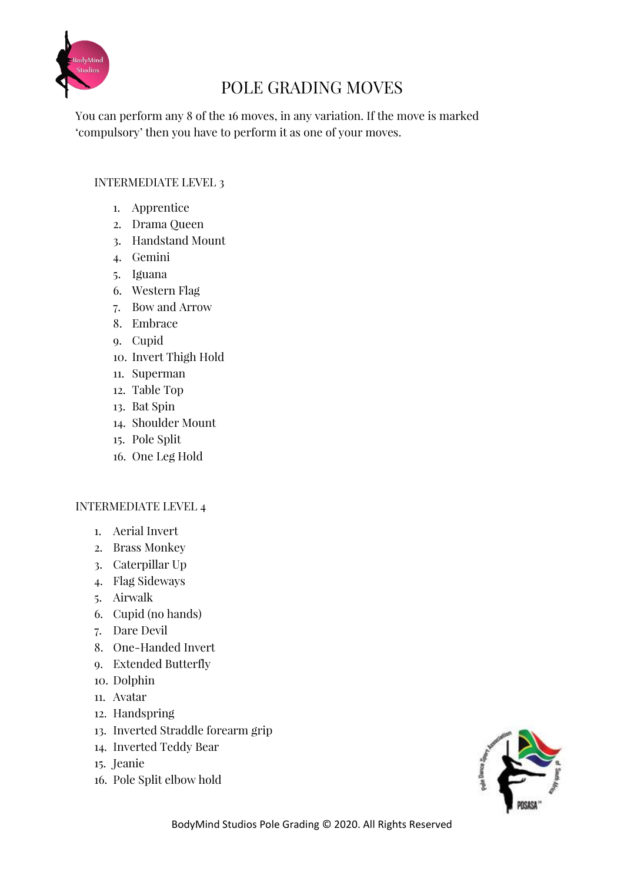# POLE GRADING MOVES

You can perform any 8 of the 16 moves, in any variation. If the move is marked 'compulsory' then you have to perform it as one of your moves.

## INTERMEDIATE LEVEL 3

1. Apprentice
2. Drama Queen
3. Handstand Mount
4. Gemini
5. Iguana
6. Western Flag
7. Bow and Arrow
8. Embrace
9. Cupid
10. Invert Thigh Hold
11. Superman
12. Table Top
13. Bat Spin
14. Shoulder Mount
15. Pole Split
16. One Leg Hold

## INTERMEDIATE LEVEL 4

1. Aerial Invert
2. Brass Monkey
3. Caterpillar Up
4. Flag Sideways
5. Airwalk
6. Cupid (no hands)
7. Dare Devil
8. One-Handed Invert
9. Extended Butterfly
10. Dolphin
11. Avatar
12. Handspring
13. Inverted Straddle forearm grip
14. Inverted Teddy Bear
15. Jeanie
16. Pole Split elbow hold

BodyMind Studios Pole Grading © 2020. All Rights Reserved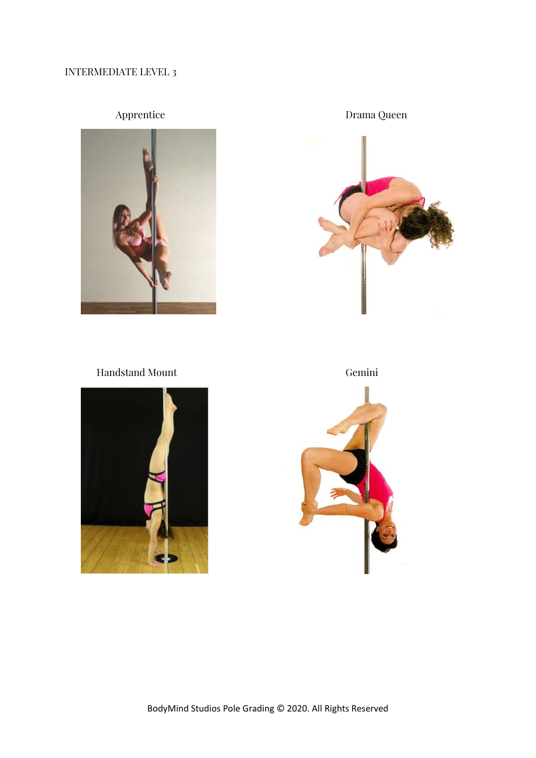INTERMEDIATE LEVEL 3

Apprentice

Drama Queen

Handstand Mount

Gemini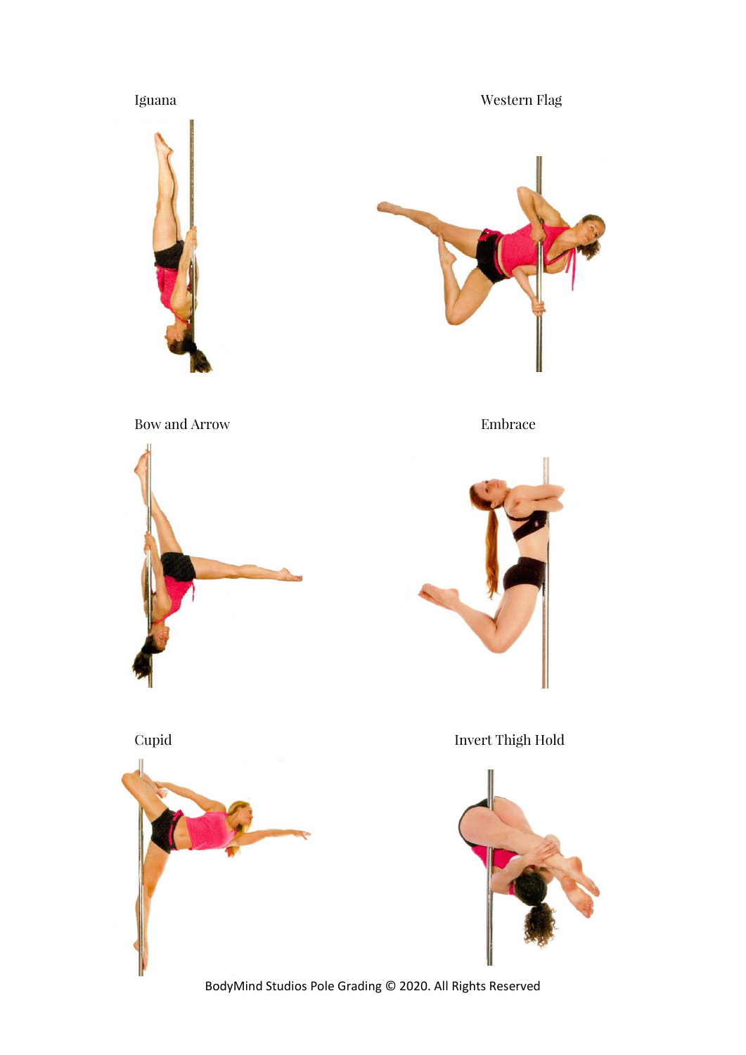Iguana

Western Flag

Bow and Arrow

Embrace

Cupid

Invert Thigh Hold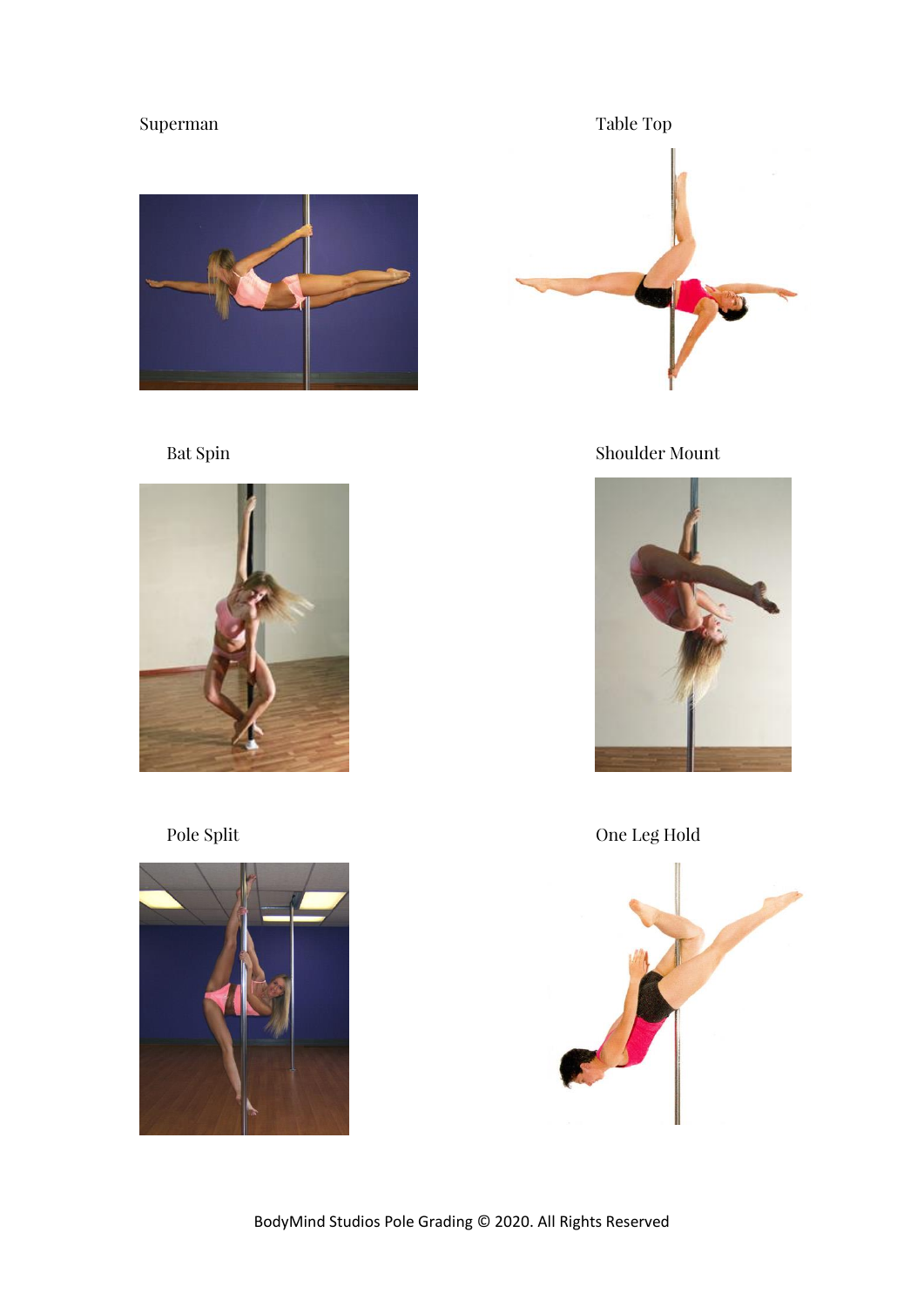Superman

Table Top

Bat Spin

Shoulder Mount

Pole Split

One Leg Hold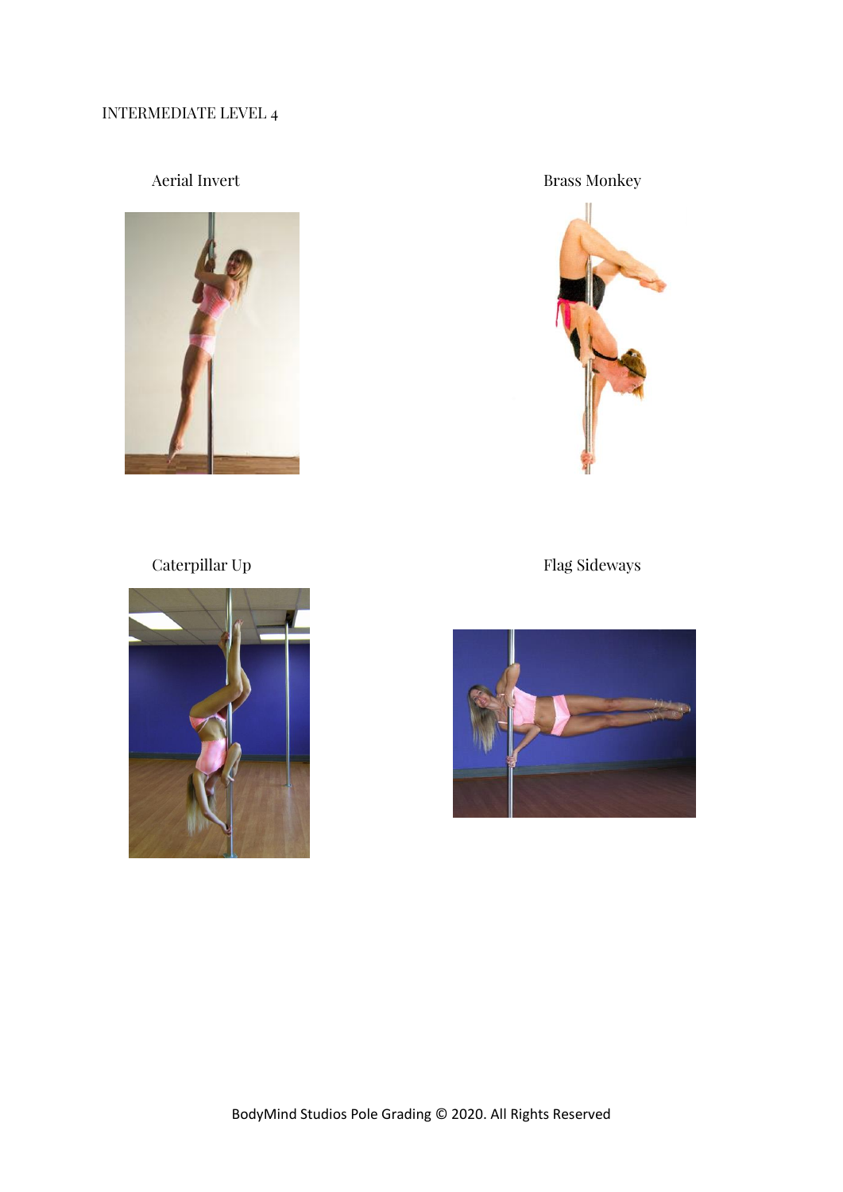INTERMEDIATE LEVEL 4

Aerial Invert

Brass Monkey

Caterpillar Up

Flag Sideways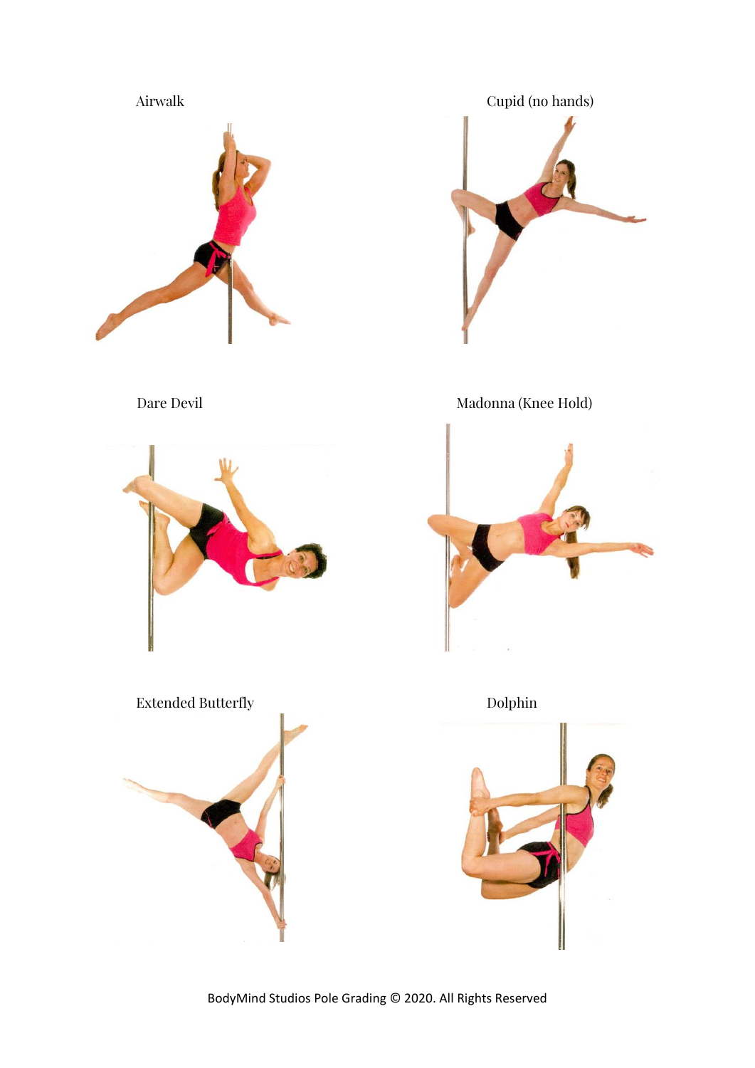Airwalk

Cupid (no hands)

Dare Devil

Madonna (Knee Hold)

Extended Butterfly

Dolphin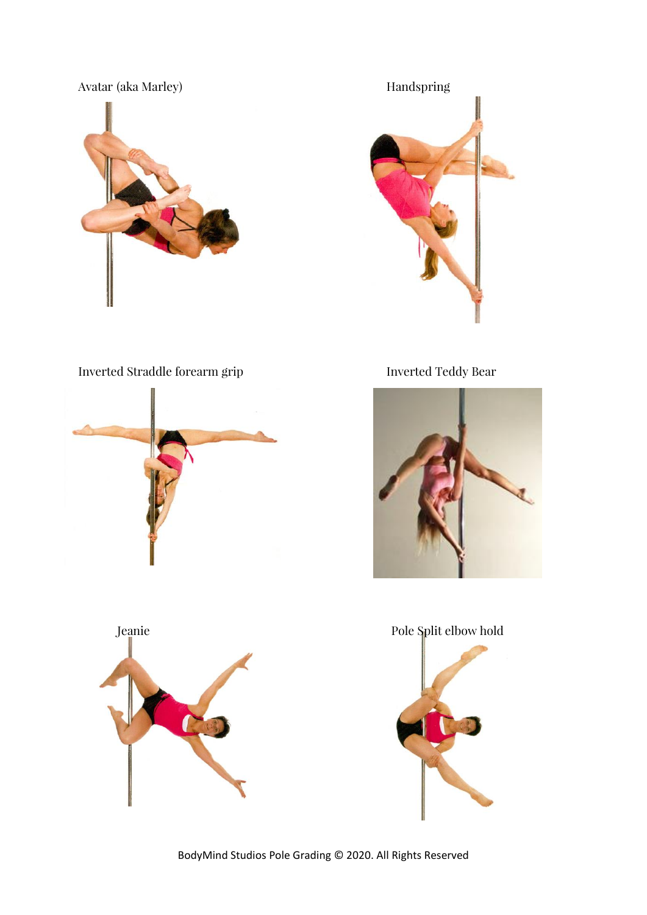Avatar (aka Marley)

Handspring

Inverted Straddle forearm grip

Inverted Teddy Bear

Jeanie

Pole Split elbow hold

BodyMind Studios Pole Grading © 2020. All Rights Reserved